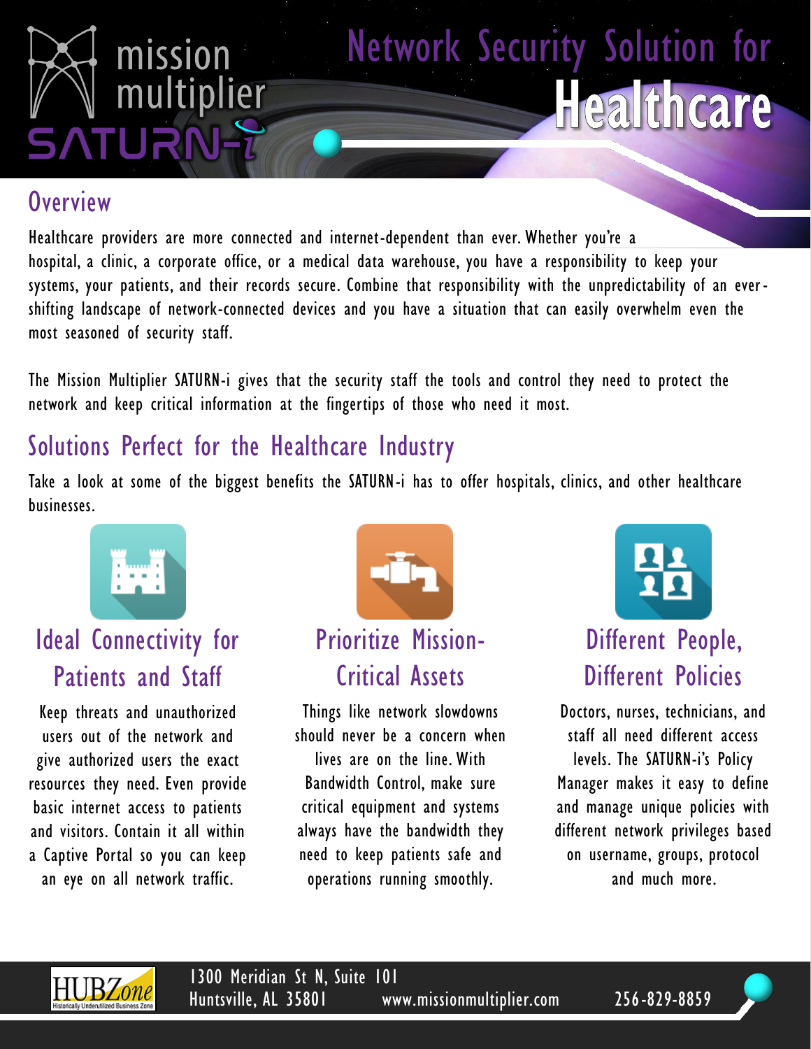mission multiplier SATURN-i

# Network Security Solution for Healthcare

## Overview

Healthcare providers are more connected and internet-dependent than ever. Whether you're a hospital, a clinic, a corporate office, or a medical data warehouse, you have a responsibility to keep your systems, your patients, and their records secure. Combine that responsibility with the unpredictability of an ever-shifting landscape of network-connected devices and you have a situation that can easily overwhelm even the most seasoned of security staff.

The Mission Multiplier SATURN-i gives that the security staff the tools and control they need to protect the network and keep critical information at the fingertips of those who need it most.

## Solutions Perfect for the Healthcare Industry

Take a look at some of the biggest benefits the SATURN-i has to offer hospitals, clinics, and other healthcare businesses.

### Ideal Connectivity for Patients and Staff

Keep threats and unauthorized users out of the network and give authorized users the exact resources they need. Even provide basic internet access to patients and visitors. Contain it all within a Captive Portal so you can keep an eye on all network traffic.

### Prioritize Mission-Critical Assets

Things like network slowdowns should never be a concern when lives are on the line. With Bandwidth Control, make sure critical equipment and systems always have the bandwidth they need to keep patients safe and operations running smoothly.

### Different People, Different Policies

Doctors, nurses, technicians, and staff all need different access levels. The SATURN-i's Policy Manager makes it easy to define and manage unique policies with different network privileges based on username, groups, protocol and much more.

HUBZone Historically Underutilized Business Zone

1300 Meridian St N, Suite 101
Huntsville, AL 35801 www.missionmultiplier.com 256-829-8859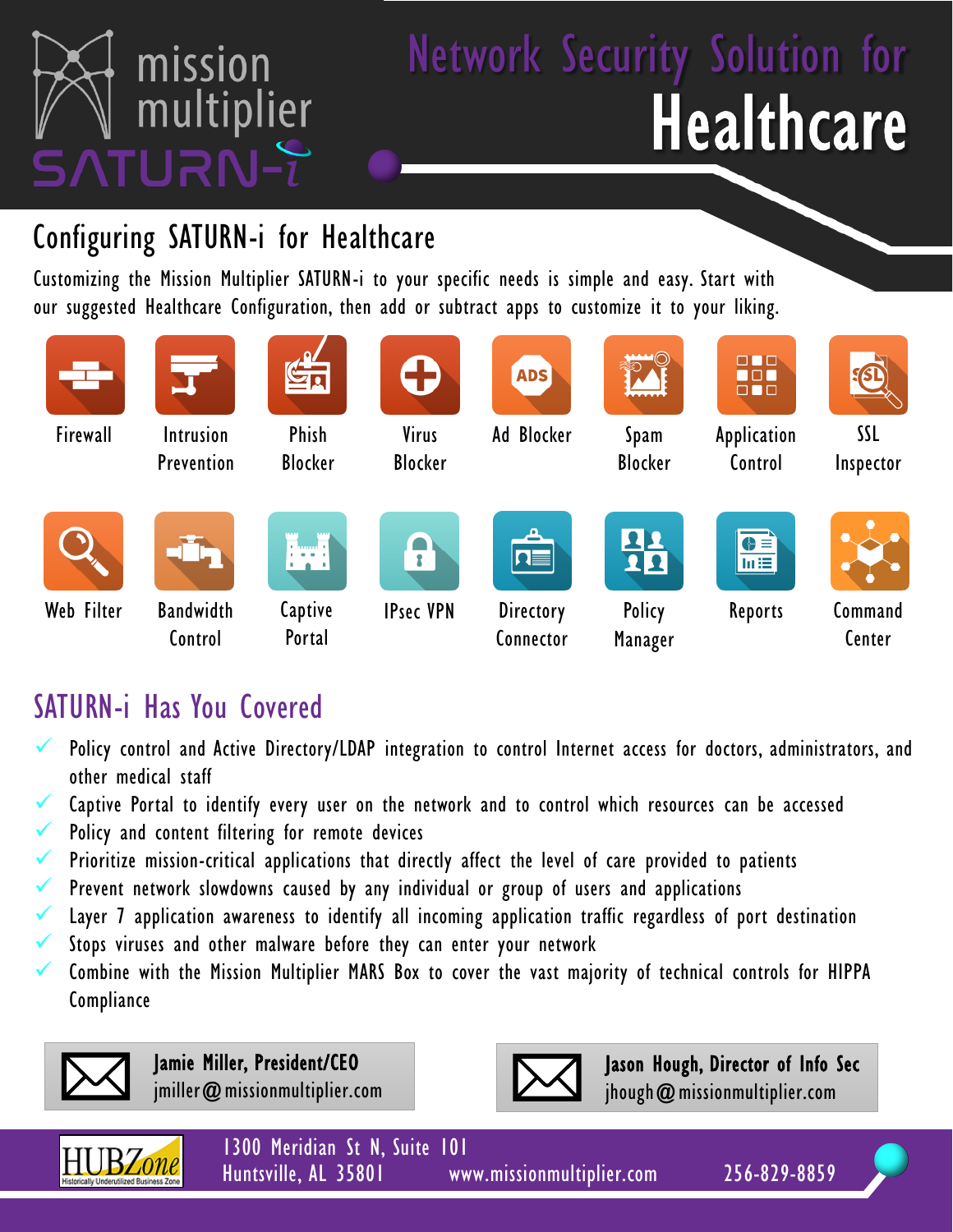mission multiplier

SATURN-i

# Network Security Solution for Healthcare

## Configuring SATURN-i for Healthcare

Customizing the Mission Multiplier SATURN-i to your specific needs is simple and easy. Start with our suggested Healthcare Configuration, then add or subtract apps to customize it to your liking.

Firewall

Intrusion Prevention

Phish Blocker

Virus Blocker

Ad Blocker

Spam Blocker

Application Control

SSL Inspector

Web Filter

Bandwidth Control

Captive Portal

IPsec VPN

Directory Connector

Policy Manager

Reports

Command Center

## SATURN-i Has You Covered

- Policy control and Active Directory/LDAP integration to control Internet access for doctors, administrators, and other medical staff
- Captive Portal to identify every user on the network and to control which resources can be accessed
- Policy and content filtering for remote devices
- Prioritize mission-critical applications that directly affect the level of care provided to patients
- Prevent network slowdowns caused by any individual or group of users and applications
- Layer 7 application awareness to identify all incoming application traffic regardless of port destination
- Stops viruses and other malware before they can enter your network
- Combine with the Mission Multiplier MARS Box to cover the vast majority of technical controls for HIPPA Compliance

**Jamie Miller, President/CEO**
jmiller@missionmultiplier.com

**Jason Hough, Director of Info Sec**
jhough@missionmultiplier.com

HUBZone — Historically Underutilized Business Zone

1300 Meridian St N, Suite 101
Huntsville, AL 35801

www.missionmultiplier.com

256-829-8859